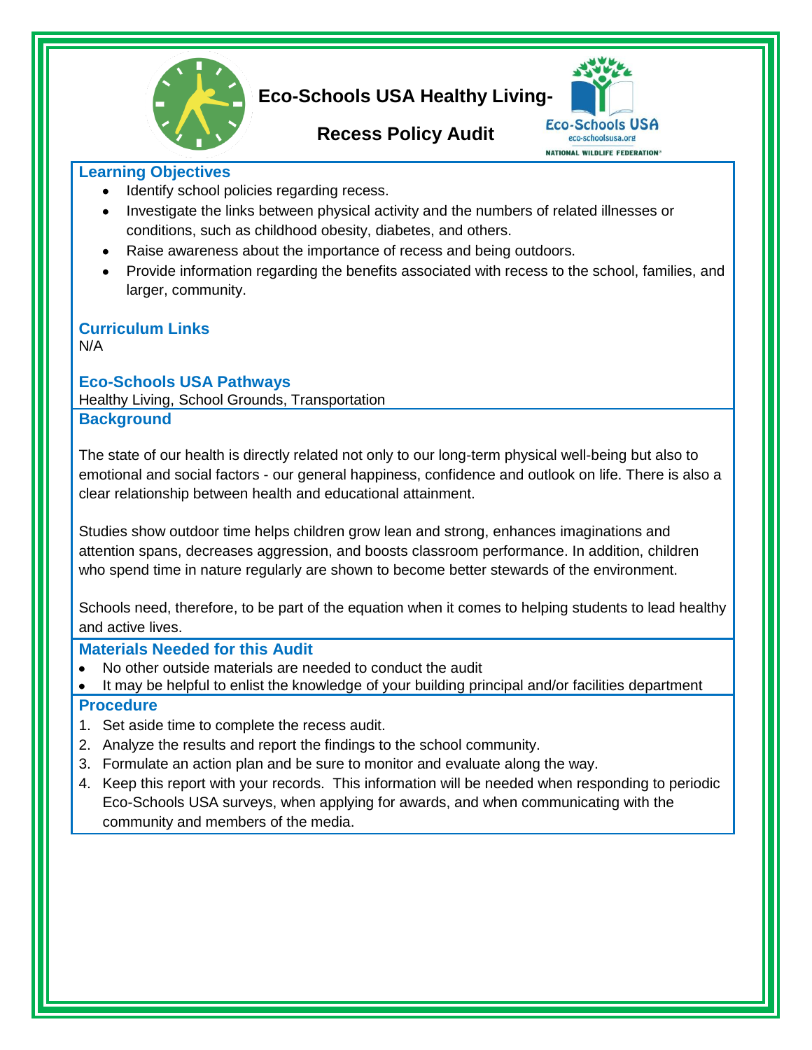# Eco-Schools USA Healthy Living-

# Recess Policy Audit

Eco-Schools USA
eco-schoolsusa.org
NATIONAL WILDLIFE FEDERATION®

## Learning Objectives

- Identify school policies regarding recess.
- Investigate the links between physical activity and the numbers of related illnesses or conditions, such as childhood obesity, diabetes, and others.
- Raise awareness about the importance of recess and being outdoors.
- Provide information regarding the benefits associated with recess to the school, families, and larger, community.

## Curriculum Links

N/A

## Eco-Schools USA Pathways

Healthy Living, School Grounds, Transportation

## Background

The state of our health is directly related not only to our long-term physical well-being but also to emotional and social factors - our general happiness, confidence and outlook on life. There is also a clear relationship between health and educational attainment.

Studies show outdoor time helps children grow lean and strong, enhances imaginations and attention spans, decreases aggression, and boosts classroom performance. In addition, children who spend time in nature regularly are shown to become better stewards of the environment.

Schools need, therefore, to be part of the equation when it comes to helping students to lead healthy and active lives.

## Materials Needed for this Audit

- No other outside materials are needed to conduct the audit
- It may be helpful to enlist the knowledge of your building principal and/or facilities department

## Procedure

1. Set aside time to complete the recess audit.
2. Analyze the results and report the findings to the school community.
3. Formulate an action plan and be sure to monitor and evaluate along the way.
4. Keep this report with your records. This information will be needed when responding to periodic Eco-Schools USA surveys, when applying for awards, and when communicating with the community and members of the media.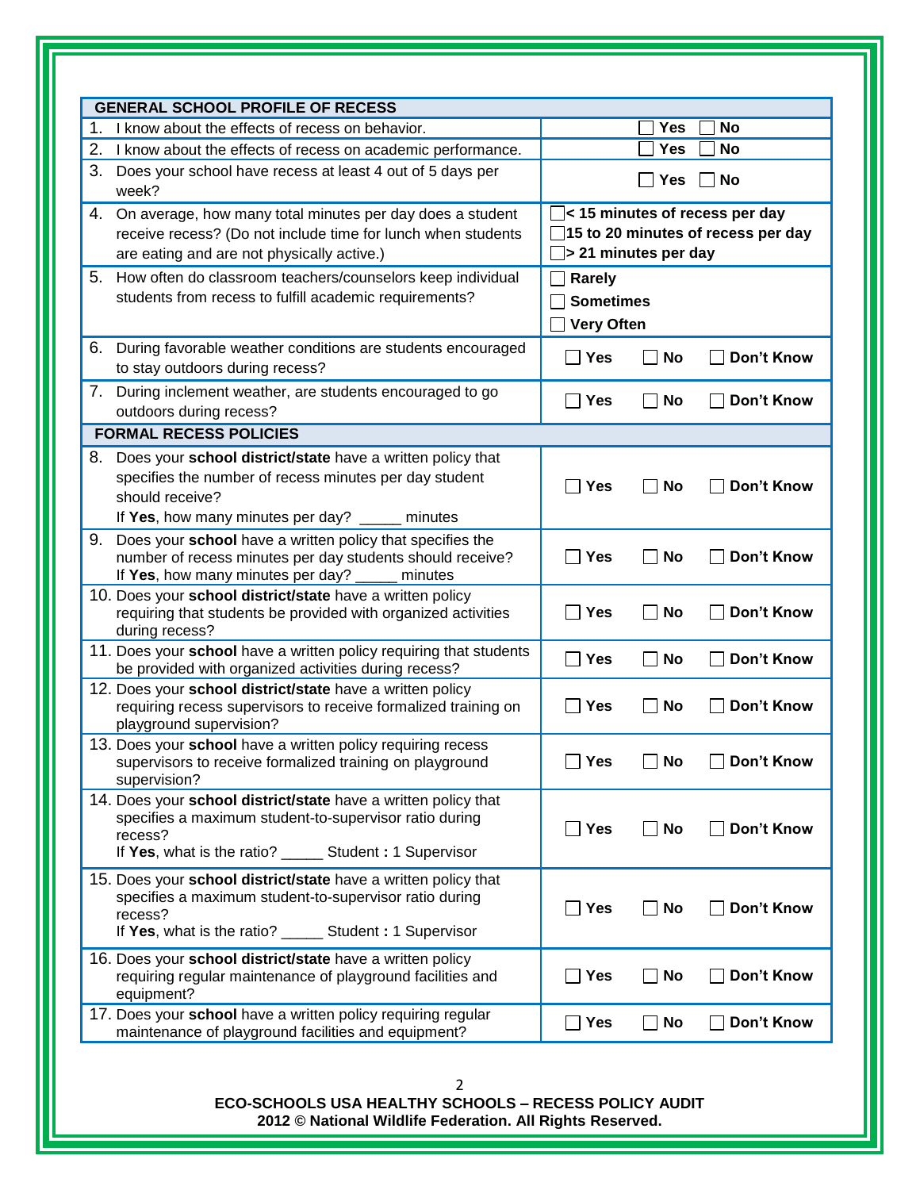| GENERAL SCHOOL PROFILE OF RECESS | |
|---|---|
| 1. I know about the effects of recess on behavior. | ☐ **Yes** ☐ **No** |
| 2. I know about the effects of recess on academic performance. | ☐ **Yes** ☐ **No** |
| 3. Does your school have recess at least 4 out of 5 days per week? | ☐ **Yes** ☐ **No** |
| 4. On average, how many total minutes per day does a student receive recess? (Do not include time for lunch when students are eating and are not physically active.) | ☐ **< 15 minutes of recess per day**<br>☐ **15 to 20 minutes of recess per day**<br>☐ **> 21 minutes per day** |
| 5. How often do classroom teachers/counselors keep individual students from recess to fulfill academic requirements? | ☐ **Rarely**<br>☐ **Sometimes**<br>☐ **Very Often** |
| 6. During favorable weather conditions are students encouraged to stay outdoors during recess? | ☐ **Yes** ☐ **No** ☐ **Don't Know** |
| 7. During inclement weather, are students encouraged to go outdoors during recess? | ☐ **Yes** ☐ **No** ☐ **Don't Know** |
| **FORMAL RECESS POLICIES** | |
| 8. Does your **school district/state** have a written policy that specifies the number of recess minutes per day student should receive?<br>If **Yes**, how many minutes per day? _____ minutes | ☐ **Yes** ☐ **No** ☐ **Don't Know** |
| 9. Does your **school** have a written policy that specifies the number of recess minutes per day students should receive?<br>If **Yes**, how many minutes per day? _____ minutes | ☐ **Yes** ☐ **No** ☐ **Don't Know** |
| 10. Does your **school district/state** have a written policy requiring that students be provided with organized activities during recess? | ☐ **Yes** ☐ **No** ☐ **Don't Know** |
| 11. Does your **school** have a written policy requiring that students be provided with organized activities during recess? | ☐ **Yes** ☐ **No** ☐ **Don't Know** |
| 12. Does your **school district/state** have a written policy requiring recess supervisors to receive formalized training on playground supervision? | ☐ **Yes** ☐ **No** ☐ **Don't Know** |
| 13. Does your **school** have a written policy requiring recess supervisors to receive formalized training on playground supervision? | ☐ **Yes** ☐ **No** ☐ **Don't Know** |
| 14. Does your **school district/state** have a written policy that specifies a maximum student-to-supervisor ratio during recess?<br>If **Yes**, what is the ratio? _____ Student **:** 1 Supervisor | ☐ **Yes** ☐ **No** ☐ **Don't Know** |
| 15. Does your **school district/state** have a written policy that specifies a maximum student-to-supervisor ratio during recess?<br>If **Yes**, what is the ratio? _____ Student **:** 1 Supervisor | ☐ **Yes** ☐ **No** ☐ **Don't Know** |
| 16. Does your **school district/state** have a written policy requiring regular maintenance of playground facilities and equipment? | ☐ **Yes** ☐ **No** ☐ **Don't Know** |
| 17. Does your **school** have a written policy requiring regular maintenance of playground facilities and equipment? | ☐ **Yes** ☐ **No** ☐ **Don't Know** |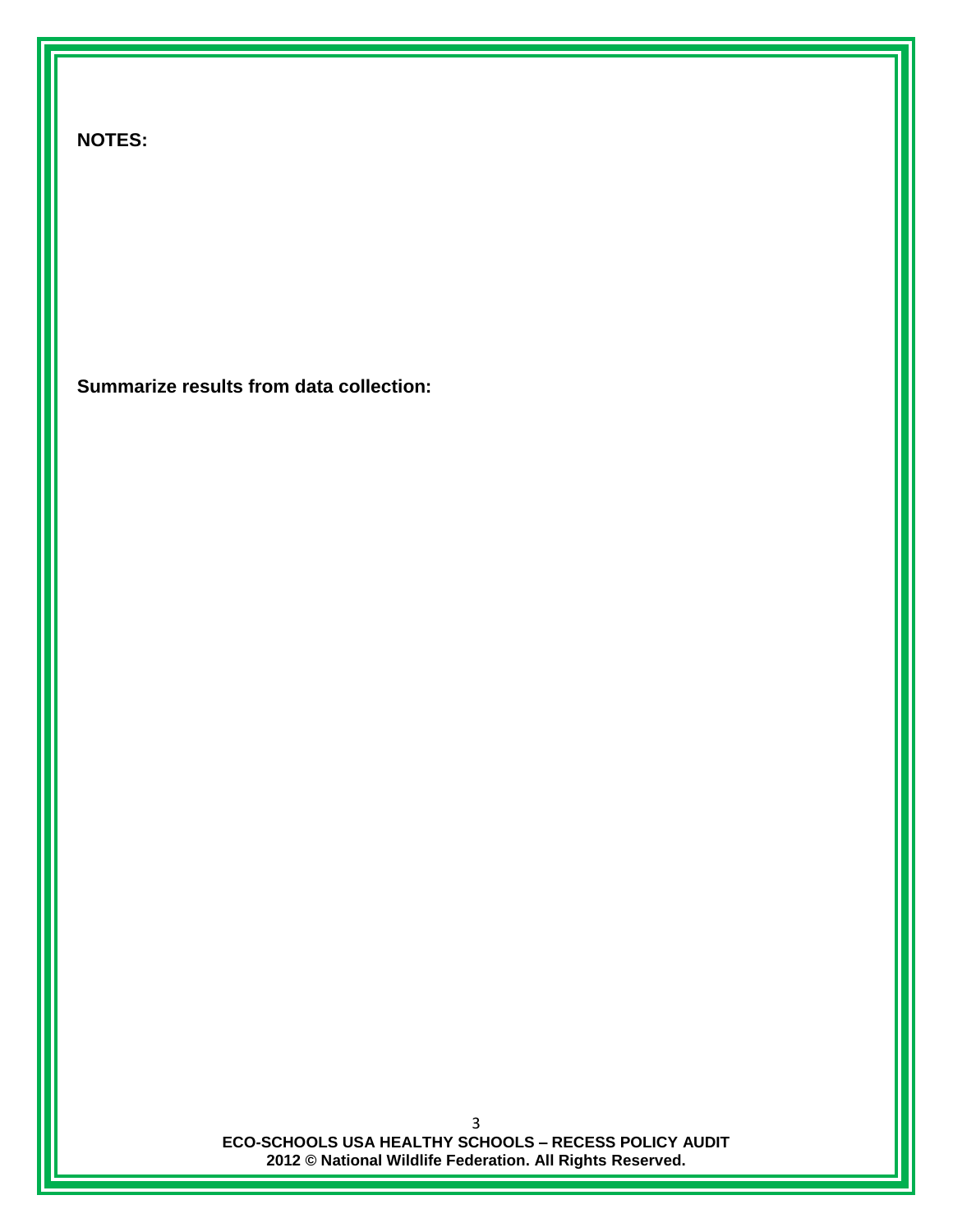**NOTES:**

**Summarize results from data collection:**